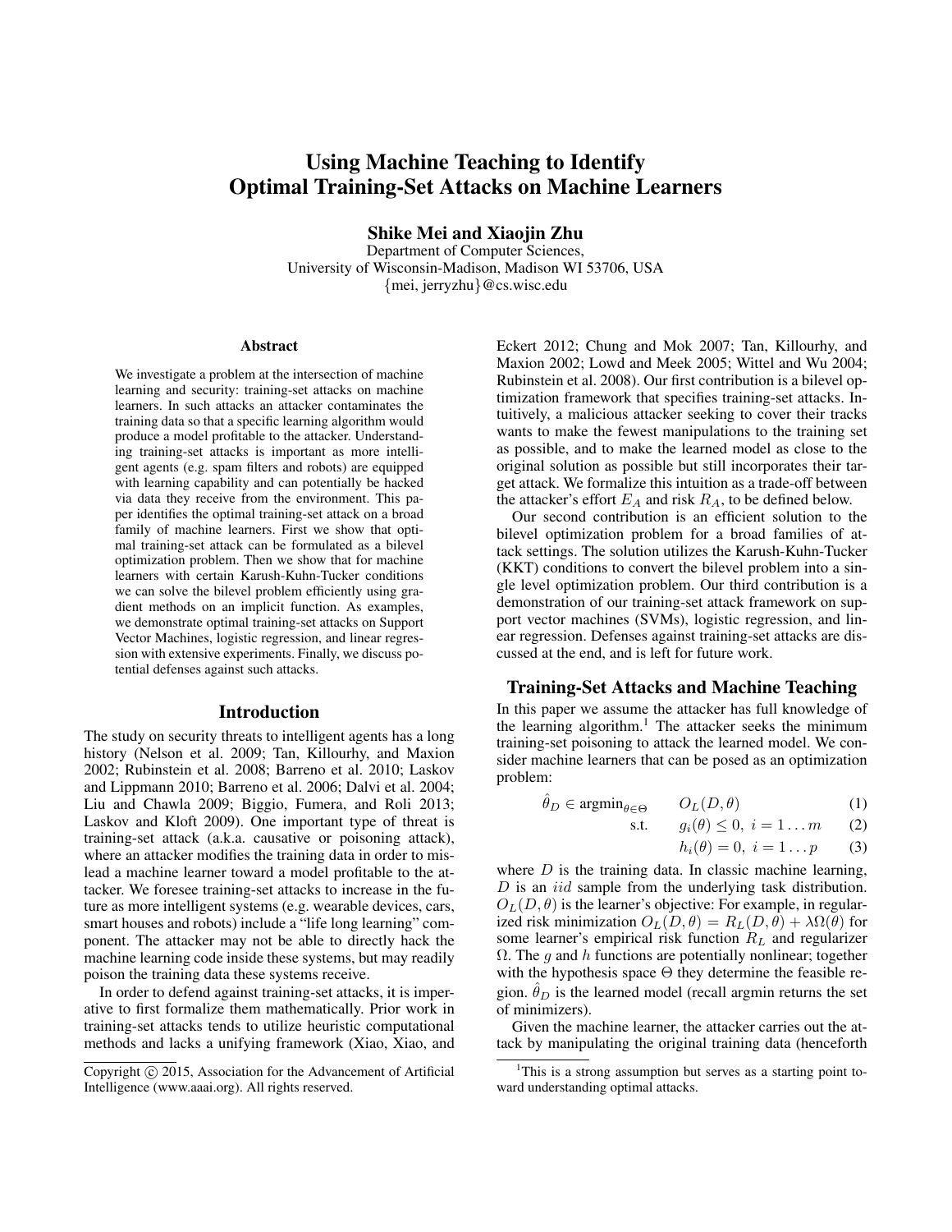# Using Machine Teaching to Identify Optimal Training-Set Attacks on Machine Learners

**Shike Mei and Xiaojin Zhu**

Department of Computer Sciences,
University of Wisconsin-Madison, Madison WI 53706, USA
{mei, jerryzhu}@cs.wisc.edu

## Abstract

We investigate a problem at the intersection of machine learning and security: training-set attacks on machine learners. In such attacks an attacker contaminates the training data so that a specific learning algorithm would produce a model profitable to the attacker. Understanding training-set attacks is important as more intelligent agents (e.g. spam filters and robots) are equipped with learning capability and can potentially be hacked via data they receive from the environment. This paper identifies the optimal training-set attack on a broad family of machine learners. First we show that optimal training-set attack can be formulated as a bilevel optimization problem. Then we show that for machine learners with certain Karush-Kuhn-Tucker conditions we can solve the bilevel problem efficiently using gradient methods on an implicit function. As examples, we demonstrate optimal training-set attacks on Support Vector Machines, logistic regression, and linear regression with extensive experiments. Finally, we discuss potential defenses against such attacks.

## Introduction

The study on security threats to intelligent agents has a long history (Nelson et al. 2009; Tan, Killourhy, and Maxion 2002; Rubinstein et al. 2008; Barreno et al. 2010; Laskov and Lippmann 2010; Barreno et al. 2006; Dalvi et al. 2004; Liu and Chawla 2009; Biggio, Fumera, and Roli 2013; Laskov and Kloft 2009). One important type of threat is training-set attack (a.k.a. causative or poisoning attack), where an attacker modifies the training data in order to mislead a machine learner toward a model profitable to the attacker. We foresee training-set attacks to increase in the future as more intelligent systems (e.g. wearable devices, cars, smart houses and robots) include a "life long learning" component. The attacker may not be able to directly hack the machine learning code inside these systems, but may readily poison the training data these systems receive.

In order to defend against training-set attacks, it is imperative to first formalize them mathematically. Prior work in training-set attacks tends to utilize heuristic computational methods and lacks a unifying framework (Xiao, Xiao, and Eckert 2012; Chung and Mok 2007; Tan, Killourhy, and Maxion 2002; Lowd and Meek 2005; Wittel and Wu 2004; Rubinstein et al. 2008). Our first contribution is a bilevel optimization framework that specifies training-set attacks. Intuitively, a malicious attacker seeking to cover their tracks wants to make the fewest manipulations to the training set as possible, and to make the learned model as close to the original solution as possible but still incorporates their target attack. We formalize this intuition as a trade-off between the attacker's effort $E_A$ and risk $R_A$, to be defined below.

Our second contribution is an efficient solution to the bilevel optimization problem for a broad families of attack settings. The solution utilizes the Karush-Kuhn-Tucker (KKT) conditions to convert the bilevel problem into a single level optimization problem. Our third contribution is a demonstration of our training-set attack framework on support vector machines (SVMs), logistic regression, and linear regression. Defenses against training-set attacks are discussed at the end, and is left for future work.

## Training-Set Attacks and Machine Teaching

In this paper we assume the attacker has full knowledge of the learning algorithm.[1] The attacker seeks the minimum training-set poisoning to attack the learned model. We consider machine learners that can be posed as an optimization problem:

$$\hat{\theta}_D \in \text{argmin}_{\theta \in \Theta} \quad O_L(D, \theta) \tag{1}$$

$$\text{s.t.} \quad g_i(\theta) \leq 0, \; i = 1 \dots m \tag{2}$$

$$h_i(\theta) = 0, \; i = 1 \dots p \tag{3}$$

where $D$ is the training data. In classic machine learning, $D$ is an $iid$ sample from the underlying task distribution. $O_L(D, \theta)$ is the learner's objective: For example, in regularized risk minimization $O_L(D, \theta) = R_L(D, \theta) + \lambda \Omega(\theta)$ for some learner's empirical risk function $R_L$ and regularizer $\Omega$. The $g$ and $h$ functions are potentially nonlinear; together with the hypothesis space $\Theta$ they determine the feasible region. $\hat{\theta}_D$ is the learned model (recall argmin returns the set of minimizers).

Given the machine learner, the attacker carries out the attack by manipulating the original training data (henceforth

[1] This is a strong assumption but serves as a starting point toward understanding optimal attacks.

Copyright © 2015, Association for the Advancement of Artificial Intelligence (www.aaai.org). All rights reserved.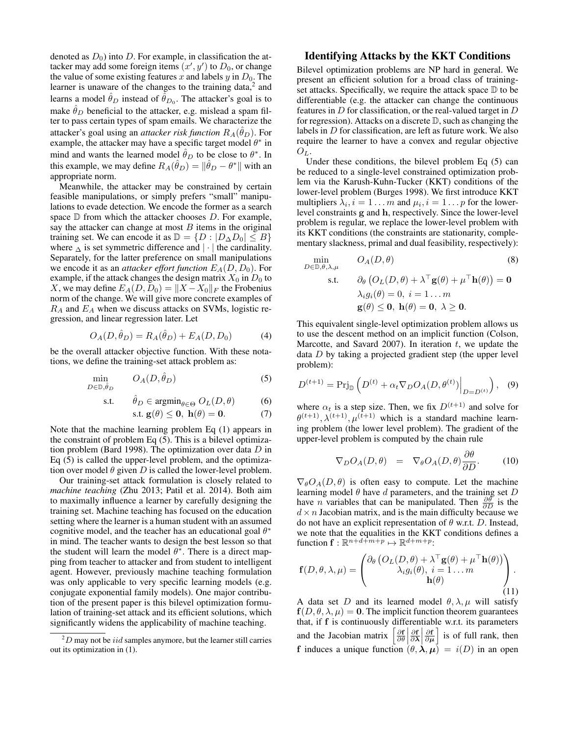denoted as $D_0$) into $D$. For example, in classification the attacker may add some foreign items $(x', y')$ to $D_0$, or change the value of some existing features $x$ and labels $y$ in $D_0$. The learner is unaware of the changes to the training data,[2] and learns a model $\hat{\theta}_D$ instead of $\hat{\theta}_{D_0}$. The attacker's goal is to make $\hat{\theta}_D$ beneficial to the attacker, e.g. mislead a spam filter to pass certain types of spam emails. We characterize the attacker's goal using an *attacker risk function* $R_A(\hat{\theta}_D)$. For example, the attacker may have a specific target model $\theta^*$ in mind and wants the learned model $\hat{\theta}_D$ to be close to $\theta^*$. In this example, we may define $R_A(\hat{\theta}_D) = \|\hat{\theta}_D - \theta^*\|$ with an appropriate norm.

Meanwhile, the attacker may be constrained by certain feasible manipulations, or simply prefers "small" manipulations to evade detection. We encode the former as a search space $\mathbb{D}$ from which the attacker chooses $D$. For example, say the attacker can change at most $B$ items in the original training set. We can encode it as $\mathbb{D} = \{D : |D_\Delta D_0| \le B\}$ where $_\Delta$ is set symmetric difference and $|\cdot|$ the cardinality. Separately, for the latter preference on small manipulations we encode it as an *attacker effort function* $E_A(D, D_0)$. For example, if the attack changes the design matrix $X_0$ in $D_0$ to $X$, we may define $E_A(D, D_0) = \|X - X_0\|_F$ the Frobenius norm of the change. We will give more concrete examples of $R_A$ and $E_A$ when we discuss attacks on SVMs, logistic regression, and linear regression later. Let

$$O_A(D, \hat{\theta}_D) = R_A(\hat{\theta}_D) + E_A(D, D_0) \tag{4}$$

be the overall attacker objective function. With these notations, we define the training-set attack problem as:

$$\begin{aligned}
\min_{D \in \mathbb{D}, \hat{\theta}_D} \quad & O_A(D, \hat{\theta}_D) & (5)\\
\text{s.t.} \quad & \hat{\theta}_D \in \text{argmin}_{\theta \in \Theta}\ O_L(D, \theta) & (6)\\
& \text{s.t. } \mathbf{g}(\theta) \le \mathbf{0},\ \mathbf{h}(\theta) = \mathbf{0}. & (7)
\end{aligned}$$

Note that the machine learning problem Eq (1) appears in the constraint of problem Eq (5). This is a bilevel optimization problem (Bard 1998). The optimization over data $D$ in Eq (5) is called the upper-level problem, and the optimization over model $\theta$ given $D$ is called the lower-level problem.

Our training-set attack formulation is closely related to *machine teaching* (Zhu 2013; Patil et al. 2014). Both aim to maximally influence a learner by carefully designing the training set. Machine teaching has focused on the education setting where the learner is a human student with an assumed cognitive model, and the teacher has an educational goal $\theta^*$ in mind. The teacher wants to design the best lesson so that the student will learn the model $\theta^*$. There is a direct mapping from teacher to attacker and from student to intelligent agent. However, previously machine teaching formulation was only applicable to very specific learning models (e.g. conjugate exponential family models). One major contribution of the present paper is this bilevel optimization formulation of training-set attack and its efficient solutions, which significantly widens the applicability of machine teaching.

[2] $D$ may not be $iid$ samples anymore, but the learner still carries out its optimization in (1).

## Identifying Attacks by the KKT Conditions

Bilevel optimization problems are NP hard in general. We present an efficient solution for a broad class of training-set attacks. Specifically, we require the attack space $\mathbb{D}$ to be differentiable (e.g. the attacker can change the continuous features in $D$ for classification, or the real-valued target in $D$ for regression). Attacks on a discrete $\mathbb{D}$, such as changing the labels in $D$ for classification, are left as future work. We also require the learner to have a convex and regular objective $O_L$.

Under these conditions, the bilevel problem Eq (5) can be reduced to a single-level constrained optimization problem via the Karush-Kuhn-Tucker (KKT) conditions of the lower-level problem (Burges 1998). We first introduce KKT multipliers $\lambda_i, i = 1 \ldots m$ and $\mu_i, i = 1 \ldots p$ for the lower-level constraints $\mathbf{g}$ and $\mathbf{h}$, respectively. Since the lower-level problem is regular, we replace the lower-level problem with its KKT conditions (the constraints are stationarity, complementary slackness, primal and dual feasibility, respectively):

$$\begin{aligned}
\min_{D \in \mathbb{D}, \theta, \lambda, \mu} \quad & O_A(D, \theta) & (8)\\
\text{s.t.} \quad & \partial_\theta \left( O_L(D, \theta) + \lambda^\top \mathbf{g}(\theta) + \mu^\top \mathbf{h}(\theta) \right) = \mathbf{0} \\
& \lambda_i g_i(\theta) = 0,\ i = 1 \ldots m \\
& \mathbf{g}(\theta) \le \mathbf{0},\ \mathbf{h}(\theta) = \mathbf{0},\ \lambda \ge \mathbf{0}.
\end{aligned}$$

This equivalent single-level optimization problem allows us to use the descent method on an implicit function (Colson, Marcotte, and Savard 2007). In iteration $t$, we update the data $D$ by taking a projected gradient step (the upper level problem):

$$D^{(t+1)} = \text{Prj}_{\mathbb{D}} \left( D^{(t)} + \alpha_t \nabla_D O_A(D, \theta^{(t)}) \Big|_{D = D^{(t)}} \right), \tag{9}$$

where $\alpha_t$ is a step size. Then, we fix $D^{(t+1)}$ and solve for $\theta^{(t+1)}, \lambda^{(t+1)}, \mu^{(t+1)}$ which is a standard machine learning problem (the lower level problem). The gradient of the upper-level problem is computed by the chain rule

$$\nabla_D O_A(D, \theta) \quad = \quad \nabla_\theta O_A(D, \theta) \frac{\partial \theta}{\partial D}. \tag{10}$$

$\nabla_\theta O_A(D, \theta)$ is often easy to compute. Let the machine learning model $\theta$ have $d$ parameters, and the training set $D$ have $n$ variables that can be manipulated. Then $\frac{\partial \theta}{\partial D}$ is the $d \times n$ Jacobian matrix, and is the main difficulty because we do not have an explicit representation of $\theta$ w.r.t. $D$. Instead, we note that the equalities in the KKT conditions defines a function $\mathbf{f} : \mathbb{R}^{n+d+m+p} \mapsto \mathbb{R}^{d+m+p}$:

$$\mathbf{f}(D, \theta, \lambda, \mu) = \begin{pmatrix} \partial_\theta \left( O_L(D, \theta) + \lambda^\top \mathbf{g}(\theta) + \mu^\top \mathbf{h}(\theta) \right) \\ \lambda_i g_i(\theta),\ i = 1 \ldots m \\ \mathbf{h}(\theta) \end{pmatrix}. \tag{11}$$

A data set $D$ and its learned model $\theta, \lambda, \mu$ will satisfy $\mathbf{f}(D, \theta, \lambda, \mu) = \mathbf{0}$. The implicit function theorem guarantees that, if $\mathbf{f}$ is continuously differentiable w.r.t. its parameters and the Jacobian matrix $\left[ \frac{\partial \mathbf{f}}{\partial \theta} \middle| \frac{\partial \mathbf{f}}{\partial \boldsymbol{\lambda}} \middle| \frac{\partial \mathbf{f}}{\partial \boldsymbol{\mu}} \right]$ is of full rank, then $\mathbf{f}$ induces a unique function $(\theta, \boldsymbol{\lambda}, \boldsymbol{\mu}) = i(D)$ in an open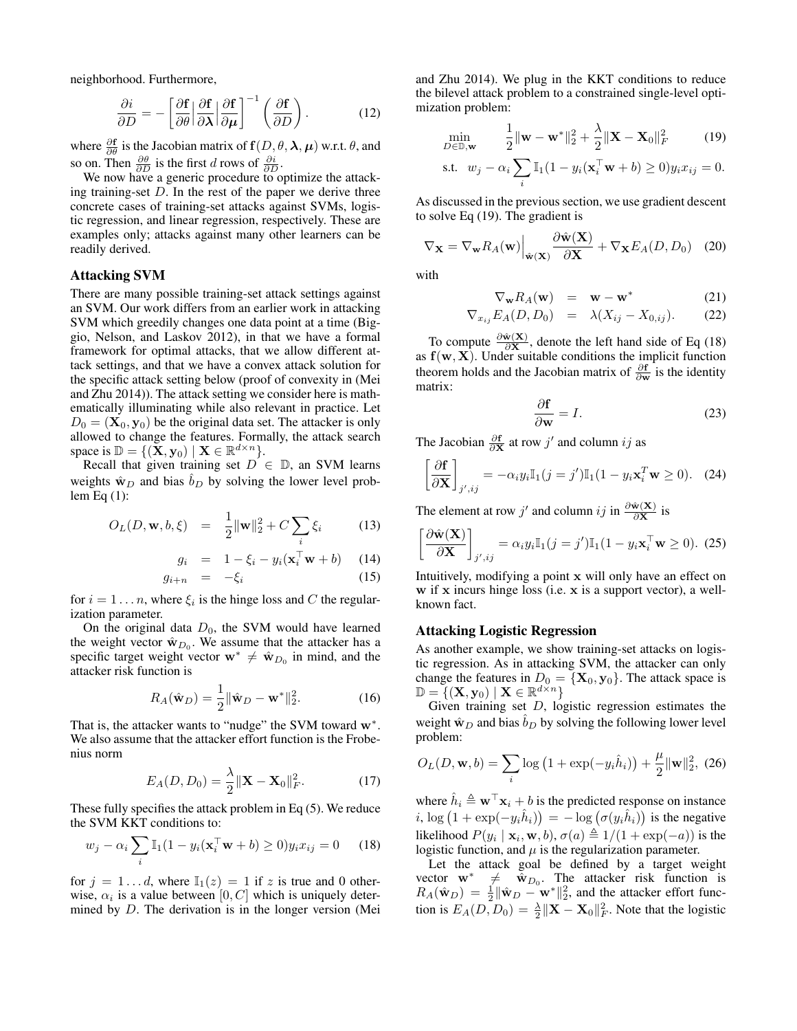neighborhood. Furthermore,

$$\frac{\partial i}{\partial D} = -\left[\frac{\partial \mathbf{f}}{\partial \theta}\Big|\frac{\partial \mathbf{f}}{\partial \boldsymbol{\lambda}}\Big|\frac{\partial \mathbf{f}}{\partial \boldsymbol{\mu}}\right]^{-1}\left(\frac{\partial \mathbf{f}}{\partial D}\right). \tag{12}$$

where $\frac{\partial \mathbf{f}}{\partial \theta}$ is the Jacobian matrix of $\mathbf{f}(D, \theta, \boldsymbol{\lambda}, \boldsymbol{\mu})$ w.r.t. $\theta$, and so on. Then $\frac{\partial \theta}{\partial D}$ is the first $d$ rows of $\frac{\partial i}{\partial D}$.

We now have a generic procedure to optimize the attacking training-set $D$. In the rest of the paper we derive three concrete cases of training-set attacks against SVMs, logistic regression, and linear regression, respectively. These are examples only; attacks against many other learners can be readily derived.

## Attacking SVM

There are many possible training-set attack settings against an SVM. Our work differs from an earlier work in attacking SVM which greedily changes one data point at a time (Biggio, Nelson, and Laskov 2012), in that we have a formal framework for optimal attacks, that we allow different attack settings, and that we have a convex attack solution for the specific attack setting below (proof of convexity in (Mei and Zhu 2014)). The attack setting we consider here is mathematically illuminating while also relevant in practice. Let $D_0 = (\mathbf{X}_0, \mathbf{y}_0)$ be the original data set. The attacker is only allowed to change the features. Formally, the attack search space is $\mathbb{D} = \{(\mathbf{X}, \mathbf{y}_0) \mid \mathbf{X} \in \mathbb{R}^{d\times n}\}$.

Recall that given training set $D \in \mathbb{D}$, an SVM learns weights $\hat{\mathbf{w}}_D$ and bias $\hat{b}_D$ by solving the lower level problem Eq (1):

$$O_L(D, \mathbf{w}, b, \xi) = \frac{1}{2}\|\mathbf{w}\|_2^2 + C\sum_i \xi_i \tag{13}$$

$$g_i = 1 - \xi_i - y_i(\mathbf{x}_i^\top \mathbf{w} + b) \tag{14}$$

$$g_{i+n} = -\xi_i \tag{15}$$

for $i = 1 \dots n$, where $\xi_i$ is the hinge loss and $C$ the regularization parameter.

On the original data $D_0$, the SVM would have learned the weight vector $\hat{\mathbf{w}}_{D_0}$. We assume that the attacker has a specific target weight vector $\mathbf{w}^* \neq \hat{\mathbf{w}}_{D_0}$ in mind, and the attacker risk function is

$$R_A(\hat{\mathbf{w}}_D) = \frac{1}{2}\|\hat{\mathbf{w}}_D - \mathbf{w}^*\|_2^2. \tag{16}$$

That is, the attacker wants to "nudge" the SVM toward $\mathbf{w}^*$. We also assume that the attacker effort function is the Frobenius norm

$$E_A(D, D_0) = \frac{\lambda}{2}\|\mathbf{X} - \mathbf{X}_0\|_F^2. \tag{17}$$

These fully specifies the attack problem in Eq (5). We reduce the SVM KKT conditions to:

$$w_j - \alpha_i \sum_i \mathbb{I}_1(1 - y_i(\mathbf{x}_i^\top \mathbf{w} + b) \geq 0) y_i x_{ij} = 0 \tag{18}$$

for $j = 1 \dots d$, where $\mathbb{I}_1(z) = 1$ if $z$ is true and 0 otherwise, $\alpha_i$ is a value between $[0, C]$ which is uniquely determined by $D$. The derivation is in the longer version (Mei and Zhu 2014). We plug in the KKT conditions to reduce the bilevel attack problem to a constrained single-level optimization problem:

$$\min_{D\in\mathbb{D}, \mathbf{w}} \quad \frac{1}{2}\|\mathbf{w} - \mathbf{w}^*\|_2^2 + \frac{\lambda}{2}\|\mathbf{X} - \mathbf{X}_0\|_F^2 \tag{19}$$

$$\text{s.t.} \quad w_j - \alpha_i \sum_i \mathbb{I}_1(1 - y_i(\mathbf{x}_i^\top \mathbf{w} + b) \geq 0) y_i x_{ij} = 0.$$

As discussed in the previous section, we use gradient descent to solve Eq (19). The gradient is

$$\nabla_{\mathbf{X}} = \nabla_{\mathbf{w}} R_A(\mathbf{w})\Big|_{\hat{\mathbf{w}}(\mathbf{X})} \frac{\partial \hat{\mathbf{w}}(\mathbf{X})}{\partial \mathbf{X}} + \nabla_{\mathbf{X}} E_A(D, D_0) \tag{20}$$

with

$$\nabla_{\mathbf{w}} R_A(\mathbf{w}) = \mathbf{w} - \mathbf{w}^* \tag{21}$$

$$\nabla_{x_{ij}} E_A(D, D_0) = \lambda(X_{ij} - X_{0,ij}). \tag{22}$$

To compute $\frac{\partial \hat{\mathbf{w}}(\mathbf{X})}{\partial \mathbf{X}}$, denote the left hand side of Eq (18) as $\mathbf{f}(\mathbf{w}, \mathbf{X})$. Under suitable conditions the implicit function theorem holds and the Jacobian matrix of $\frac{\partial \mathbf{f}}{\partial \mathbf{w}}$ is the identity matrix:

$$\frac{\partial \mathbf{f}}{\partial \mathbf{w}} = I. \tag{23}$$

The Jacobian $\frac{\partial \mathbf{f}}{\partial \mathbf{X}}$ at row $j'$ and column $ij$ as

$$\left[\frac{\partial \mathbf{f}}{\partial \mathbf{X}}\right]_{j',ij} = -\alpha_i y_i \mathbb{I}_1(j = j')\mathbb{I}_1(1 - y_i \mathbf{x}_i^T \mathbf{w} \geq 0). \tag{24}$$

The element at row $j'$ and column $ij$ in $\frac{\partial \hat{\mathbf{w}}(\mathbf{X})}{\partial \mathbf{X}}$ is

$$\left[\frac{\partial \hat{\mathbf{w}}(\mathbf{X})}{\partial \mathbf{X}}\right]_{j',ij} = \alpha_i y_i \mathbb{I}_1(j = j')\mathbb{I}_1(1 - y_i \mathbf{x}_i^\top \mathbf{w} \geq 0). \tag{25}$$

Intuitively, modifying a point $\mathbf{x}$ will only have an effect on $\mathbf{w}$ if $\mathbf{x}$ incurs hinge loss (i.e. $\mathbf{x}$ is a support vector), a well-known fact.

## Attacking Logistic Regression

As another example, we show training-set attacks on logistic regression. As in attacking SVM, the attacker can only change the features in $D_0 = \{\mathbf{X}_0, \mathbf{y}_0\}$. The attack space is $\mathbb{D} = \{(\mathbf{X}, \mathbf{y}_0) \mid \mathbf{X} \in \mathbb{R}^{d\times n}\}$

Given training set $D$, logistic regression estimates the weight $\hat{\mathbf{w}}_D$ and bias $\hat{b}_D$ by solving the following lower level problem:

$$O_L(D, \mathbf{w}, b) = \sum_i \log\left(1 + \exp(-y_i \hat{h}_i)\right) + \frac{\mu}{2}\|\mathbf{w}\|_2^2, \tag{26}$$

where $\hat{h}_i \triangleq \mathbf{w}^\top \mathbf{x}_i + b$ is the predicted response on instance $i$, $\log\left(1 + \exp(-y_i \hat{h}_i)\right) = -\log\left(\sigma(y_i \hat{h}_i)\right)$ is the negative likelihood $P(y_i \mid \mathbf{x}_i, \mathbf{w}, b)$, $\sigma(a) \triangleq 1/(1 + \exp(-a))$ is the logistic function, and $\mu$ is the regularization parameter.

Let the attack goal be defined by a target weight vector $\mathbf{w}^* \neq \hat{\mathbf{w}}_{D_0}$. The attacker risk function is $R_A(\hat{\mathbf{w}}_D) = \frac{1}{2}\|\hat{\mathbf{w}}_D - \mathbf{w}^*\|_2^2$, and the attacker effort function is $E_A(D, D_0) = \frac{\lambda}{2}\|\mathbf{X} - \mathbf{X}_0\|_F^2$. Note that the logistic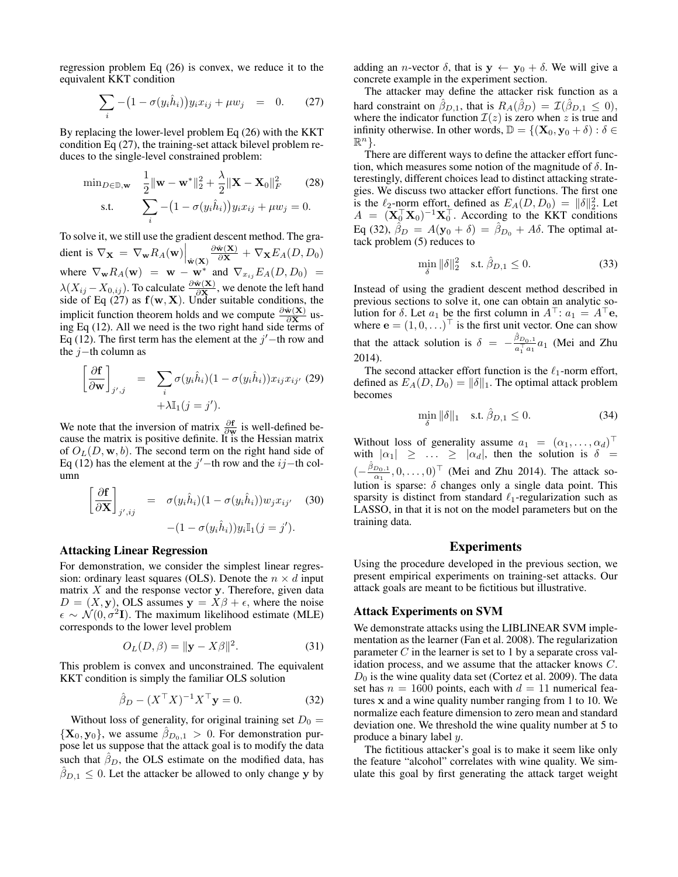regression problem Eq (26) is convex, we reduce it to the equivalent KKT condition

$$\sum_i -\big(1-\sigma(y_i\hat{h}_i)\big)y_i x_{ij} + \mu w_j \quad = \quad 0. \qquad (27)$$

By replacing the lower-level problem Eq (26) with the KKT condition Eq (27), the training-set attack bilevel problem reduces to the single-level constrained problem:

$$\begin{aligned}\min_{D\in\mathbb{D},\mathbf{w}} \quad & \frac{1}{2}\|\mathbf{w}-\mathbf{w}^*\|_2^2 + \frac{\lambda}{2}\|\mathbf{X}-\mathbf{X}_0\|_F^2 \qquad (28)\\ \text{s.t.} \quad & \sum_i -\big(1-\sigma(y_i\hat{h}_i)\big)y_i x_{ij} + \mu w_j = 0.\end{aligned}$$

To solve it, we still use the gradient descent method. The gradient is $\nabla_{\mathbf{X}} = \nabla_{\mathbf{w}} R_A(\mathbf{w})\Big|_{\hat{\mathbf{w}}(\mathbf{X})} \frac{\partial \hat{\mathbf{w}}(\mathbf{X})}{\partial \mathbf{X}} + \nabla_{\mathbf{X}} E_A(D, D_0)$ where $\nabla_{\mathbf{w}} R_A(\mathbf{w}) = \mathbf{w} - \mathbf{w}^*$ and $\nabla_{x_{ij}} E_A(D, D_0) = \lambda(X_{ij} - X_{0,ij})$. To calculate $\frac{\partial \hat{\mathbf{w}}(\mathbf{X})}{\partial \mathbf{X}}$, we denote the left hand side of Eq (27) as $\mathbf{f}(\mathbf{w}, \mathbf{X})$. Under suitable conditions, the implicit function theorem holds and we compute $\frac{\partial \hat{\mathbf{w}}(\mathbf{X})}{\partial \mathbf{X}}$ using Eq (12). All we need is the two right hand side terms of Eq (12). The first term has the element at the $j'$−th row and the $j$−th column as

$$\begin{aligned}\left[\frac{\partial \mathbf{f}}{\partial \mathbf{w}}\right]_{j',j} \quad = \quad & \sum_i \sigma(y_i\hat{h}_i)(1-\sigma(y_i\hat{h}_i))x_{ij}x_{ij'} \quad (29)\\ & + \lambda \mathbb{I}_1(j = j').\end{aligned}$$

We note that the inversion of matrix $\frac{\partial \mathbf{f}}{\partial \mathbf{w}}$ is well-defined because the matrix is positive definite. It is the Hessian matrix of $O_L(D, \mathbf{w}, b)$. The second term on the right hand side of Eq (12) has the element at the $j'$−th row and the $ij$−th column

$$\begin{aligned}\left[\frac{\partial \mathbf{f}}{\partial \mathbf{X}}\right]_{j',ij} \quad = \quad & \sigma(y_i\hat{h}_i)(1-\sigma(y_i\hat{h}_i))w_j x_{ij'} \quad (30)\\ & -(1-\sigma(y_i\hat{h}_i))y_i \mathbb{I}_1(j = j').\end{aligned}$$

### Attacking Linear Regression

For demonstration, we consider the simplest linear regression: ordinary least squares (OLS). Denote the $n \times d$ input matrix $X$ and the response vector $\mathbf{y}$. Therefore, given data $D = (X, \mathbf{y})$, OLS assumes $\mathbf{y} = X\beta + \epsilon$, where the noise $\epsilon \sim \mathcal{N}(0, \sigma^2\mathbf{I})$. The maximum likelihood estimate (MLE) corresponds to the lower level problem

$$O_L(D, \beta) = \|\mathbf{y} - X\beta\|^2. \qquad (31)$$

This problem is convex and unconstrained. The equivalent KKT condition is simply the familiar OLS solution

$$\hat{\beta}_D - (X^\top X)^{-1}X^\top \mathbf{y} = 0. \qquad (32)$$

Without loss of generality, for original training set $D_0 = \{\mathbf{X}_0, \mathbf{y}_0\}$, we assume $\hat{\beta}_{D_0,1} > 0$. For demonstration purpose let us suppose that the attack goal is to modify the data such that $\hat{\beta}_D$, the OLS estimate on the modified data, has $\hat{\beta}_{D,1} \le 0$. Let the attacker be allowed to only change $\mathbf{y}$ by adding an $n$-vector $\delta$, that is $\mathbf{y} \leftarrow \mathbf{y}_0 + \delta$. We will give a concrete example in the experiment section.

The attacker may define the attacker risk function as a hard constraint on $\hat{\beta}_{D,1}$, that is $R_A(\hat{\beta}_D) = \mathcal{I}(\hat{\beta}_{D,1} \le 0)$, where the indicator function $\mathcal{I}(z)$ is zero when $z$ is true and infinity otherwise. In other words, $\mathbb{D} = \{(\mathbf{X}_0, \mathbf{y}_0 + \delta) : \delta \in \mathbb{R}^n\}$.

There are different ways to define the attacker effort function, which measures some notion of the magnitude of $\delta$. Interestingly, different choices lead to distinct attacking strategies. We discuss two attacker effort functions. The first one is the $\ell_2$-norm effort, defined as $E_A(D, D_0) = \|\delta\|_2^2$. Let $A = (\mathbf{X}_0^\top \mathbf{X}_0)^{-1}\mathbf{X}_0^\top$. According to the KKT conditions Eq (32), $\hat{\beta}_D = A(\mathbf{y}_0 + \delta) = \hat{\beta}_{D_0} + A\delta$. The optimal attack problem (5) reduces to

$$\min_\delta \|\delta\|_2^2 \quad \text{s.t. } \hat{\beta}_{D,1} \le 0. \qquad (33)$$

Instead of using the gradient descent method described in previous sections to solve it, one can obtain an analytic solution for $\delta$. Let $a_1$ be the first column in $A^\top$: $a_1 = A^\top \mathbf{e}$, where $\mathbf{e} = (1, 0, \ldots)^\top$ is the first unit vector. One can show that the attack solution is $\delta = -\frac{\hat{\beta}_{D_0,1}}{a_1^\top a_1} a_1$ (Mei and Zhu 2014).

The second attacker effort function is the $\ell_1$-norm effort, defined as $E_A(D, D_0) = \|\delta\|_1$. The optimal attack problem becomes

$$\min_\delta \|\delta\|_1 \quad \text{s.t. } \hat{\beta}_{D,1} \le 0. \qquad (34)$$

Without loss of generality assume $a_1 = (\alpha_1, \ldots, \alpha_d)^\top$ with $|\alpha_1| \ge \ldots \ge |\alpha_d|$, then the solution is $\delta = (-\frac{\hat{\beta}_{D_0,1}}{\alpha_1}, 0, \ldots, 0)^\top$ (Mei and Zhu 2014). The attack solution is sparse: $\delta$ changes only a single data point. This sparsity is distinct from standard $\ell_1$-regularization such as LASSO, in that it is not on the model parameters but on the training data.

## Experiments

Using the procedure developed in the previous section, we present empirical experiments on training-set attacks. Our attack goals are meant to be fictitious but illustrative.

### Attack Experiments on SVM

We demonstrate attacks using the LIBLINEAR SVM implementation as the learner (Fan et al. 2008). The regularization parameter $C$ in the learner is set to 1 by a separate cross validation process, and we assume that the attacker knows $C$. $D_0$ is the wine quality data set (Cortez et al. 2009). The data set has $n = 1600$ points, each with $d = 11$ numerical features $\mathbf{x}$ and a wine quality number ranging from 1 to 10. We normalize each feature dimension to zero mean and standard deviation one. We threshold the wine quality number at 5 to produce a binary label $y$.

The fictitious attacker's goal is to make it seem like only the feature "alcohol" correlates with wine quality. We simulate this goal by first generating the attack target weight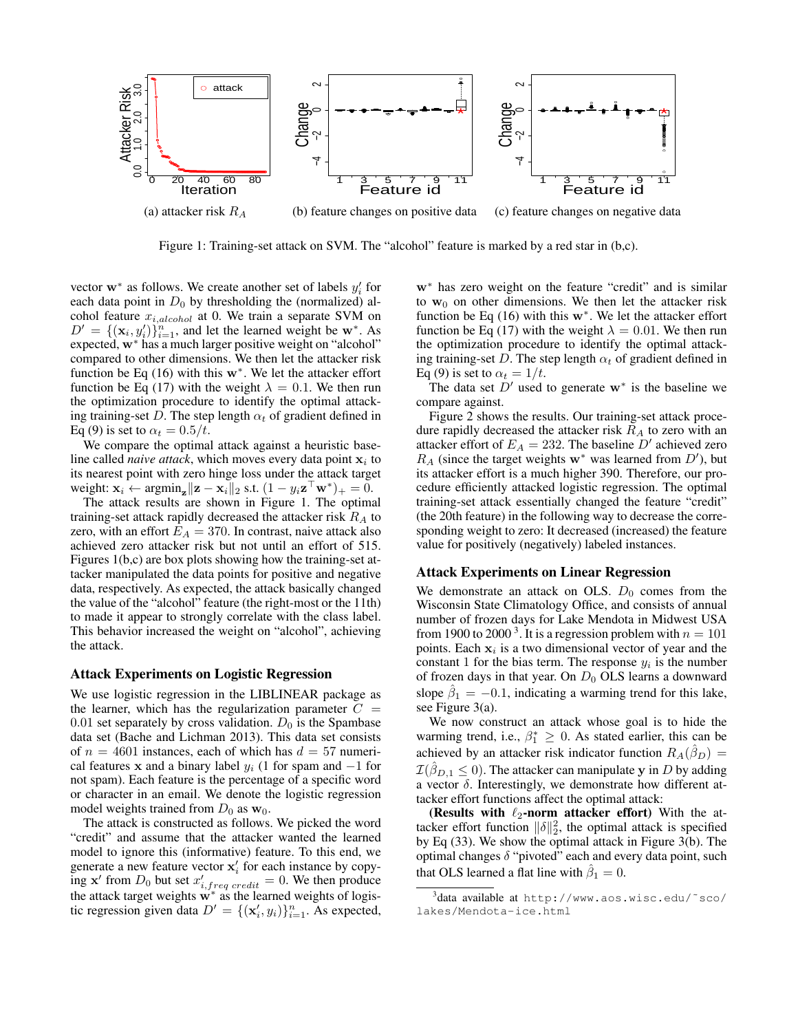(a) attacker risk $R_A$ (b) feature changes on positive data (c) feature changes on negative data

Figure 1: Training-set attack on SVM. The "alcohol" feature is marked by a red star in (b,c).

vector $\mathbf{w}^*$ as follows. We create another set of labels $y_i'$ for each data point in $D_0$ by thresholding the (normalized) alcohol feature $x_{i,alcohol}$ at 0. We train a separate SVM on $D' = \{(\mathbf{x}_i, y_i')\}_{i=1}^n$, and let the learned weight be $\mathbf{w}^*$. As expected, $\mathbf{w}^*$ has a much larger positive weight on "alcohol" compared to other dimensions. We then let the attacker risk function be Eq (16) with this $\mathbf{w}^*$. We let the attacker effort function be Eq (17) with the weight $\lambda = 0.1$. We then run the optimization procedure to identify the optimal attacking training-set $D$. The step length $\alpha_t$ of gradient defined in Eq (9) is set to $\alpha_t = 0.5/t$.

We compare the optimal attack against a heuristic baseline called *naive attack*, which moves every data point $\mathbf{x}_i$ to its nearest point with zero hinge loss under the attack target weight: $\mathbf{x}_i \leftarrow \text{argmin}_{\mathbf{z}} \|\mathbf{z} - \mathbf{x}_i\|_2$ s.t. $(1 - y_i \mathbf{z}^\top \mathbf{w}^*)_+ = 0$.

The attack results are shown in Figure 1. The optimal training-set attack rapidly decreased the attacker risk $R_A$ to zero, with an effort $E_A = 370$. In contrast, naive attack also achieved zero attacker risk but not until an effort of 515. Figures 1(b,c) are box plots showing how the training-set attacker manipulated the data points for positive and negative data, respectively. As expected, the attack basically changed the value of the "alcohol" feature (the right-most or the 11th) to made it appear to strongly correlate with the class label. This behavior increased the weight on "alcohol", achieving the attack.

### Attack Experiments on Logistic Regression

We use logistic regression in the LIBLINEAR package as the learner, which has the regularization parameter $C = 0.01$ set separately by cross validation. $D_0$ is the Spambase data set (Bache and Lichman 2013). This data set consists of $n = 4601$ instances, each of which has $d = 57$ numerical features $\mathbf{x}$ and a binary label $y_i$ (1 for spam and $-1$ for not spam). Each feature is the percentage of a specific word or character in an email. We denote the logistic regression model weights trained from $D_0$ as $\mathbf{w}_0$.

The attack is constructed as follows. We picked the word "credit" and assume that the attacker wanted the learned model to ignore this (informative) feature. To this end, we generate a new feature vector $\mathbf{x}_i'$ for each instance by copying $\mathbf{x}'$ from $D_0$ but set $x'_{i,freq\ credit} = 0$. We then produce the attack target weights $\mathbf{w}^*$ as the learned weights of logistic regression given data $D' = \{(\mathbf{x}_i', y_i)\}_{i=1}^n$. As expected, $\mathbf{w}^*$ has zero weight on the feature "credit" and is similar to $\mathbf{w}_0$ on other dimensions. We then let the attacker risk function be Eq (16) with this $\mathbf{w}^*$. We let the attacker effort function be Eq (17) with the weight $\lambda = 0.01$. We then run the optimization procedure to identify the optimal attacking training-set $D$. The step length $\alpha_t$ of gradient defined in Eq (9) is set to $\alpha_t = 1/t$.

The data set $D'$ used to generate $\mathbf{w}^*$ is the baseline we compare against.

Figure 2 shows the results. Our training-set attack procedure rapidly decreased the attacker risk $R_A$ to zero with an attacker effort of $E_A = 232$. The baseline $D'$ achieved zero $R_A$ (since the target weights $\mathbf{w}^*$ was learned from $D'$), but its attacker effort is a much higher 390. Therefore, our procedure efficiently attacked logistic regression. The optimal training-set attack essentially changed the feature "credit" (the 20th feature) in the following way to decrease the corresponding weight to zero: It decreased (increased) the feature value for positively (negatively) labeled instances.

### Attack Experiments on Linear Regression

We demonstrate an attack on OLS. $D_0$ comes from the Wisconsin State Climatology Office, and consists of annual number of frozen days for Lake Mendota in Midwest USA from 1900 to 2000 [3]. It is a regression problem with $n = 101$ points. Each $\mathbf{x}_i$ is a two dimensional vector of year and the constant 1 for the bias term. The response $y_i$ is the number of frozen days in that year. On $D_0$ OLS learns a downward slope $\hat{\beta}_1 = -0.1$, indicating a warming trend for this lake, see Figure 3(a).

We now construct an attack whose goal is to hide the warming trend, i.e., $\beta_1^* \geq 0$. As stated earlier, this can be achieved by an attacker risk indicator function $R_A(\hat{\beta}_D) = \mathcal{I}(\hat{\beta}_{D,1} \leq 0)$. The attacker can manipulate $\mathbf{y}$ in $D$ by adding a vector $\delta$. Interestingly, we demonstrate how different attacker effort functions affect the optimal attack:

**(Results with $\ell_2$-norm attacker effort)** With the attacker effort function $\|\delta\|_2^2$, the optimal attack is specified by Eq (33). We show the optimal attack in Figure 3(b). The optimal changes $\delta$ "pivoted" each and every data point, such that OLS learned a flat line with $\hat{\beta}_1 = 0$.

[3] data available at http://www.aos.wisc.edu/~sco/lakes/Mendota-ice.html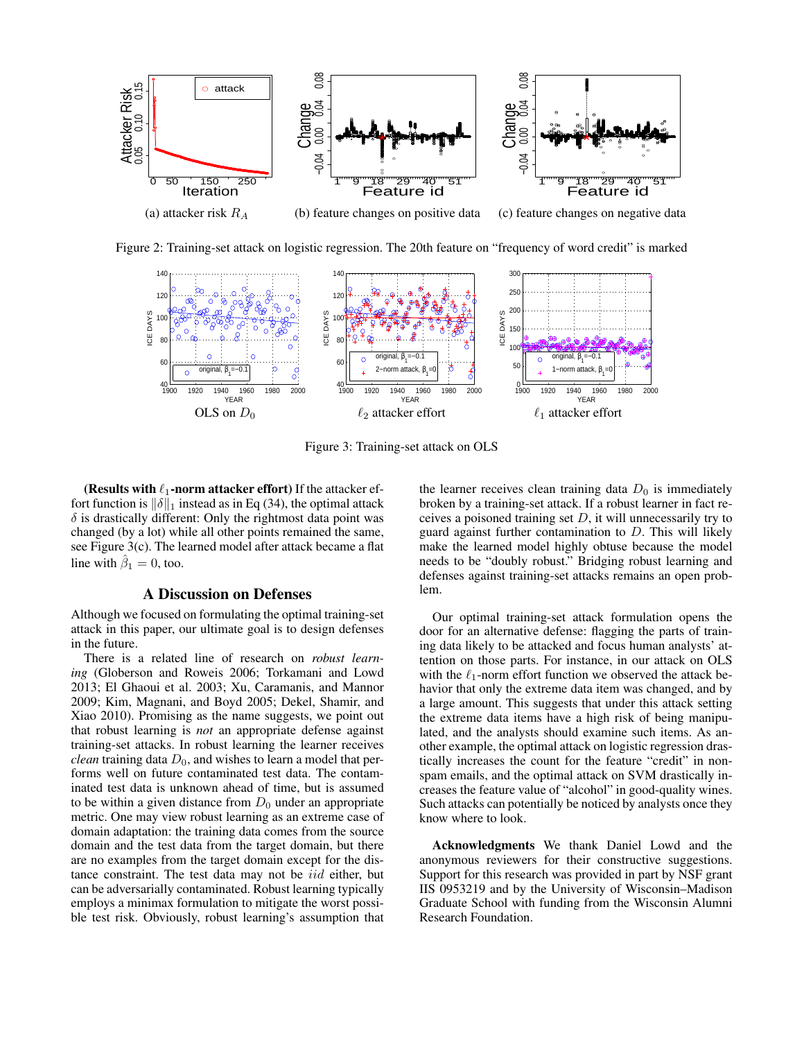(a) attacker risk $R_A$

(b) feature changes on positive data

(c) feature changes on negative data

Figure 2: Training-set attack on logistic regression. The 20th feature on "frequency of word credit" is marked

OLS on $D_0$

$\ell_2$ attacker effort

$\ell_1$ attacker effort

Figure 3: Training-set attack on OLS

**(Results with $\ell_1$-norm attacker effort)** If the attacker effort function is $\|\delta\|_1$ instead as in Eq (34), the optimal attack $\delta$ is drastically different: Only the rightmost data point was changed (by a lot) while all other points remained the same, see Figure 3(c). The learned model after attack became a flat line with $\hat{\beta}_1 = 0$, too.

## A Discussion on Defenses

Although we focused on formulating the optimal training-set attack in this paper, our ultimate goal is to design defenses in the future.

There is a related line of research on *robust learning* (Globerson and Roweis 2006; Torkamani and Lowd 2013; El Ghaoui et al. 2003; Xu, Caramanis, and Mannor 2009; Kim, Magnani, and Boyd 2005; Dekel, Shamir, and Xiao 2010). Promising as the name suggests, we point out that robust learning is *not* an appropriate defense against training-set attacks. In robust learning the learner receives *clean* training data $D_0$, and wishes to learn a model that performs well on future contaminated test data. The contaminated test data is unknown ahead of time, but is assumed to be within a given distance from $D_0$ under an appropriate metric. One may view robust learning as an extreme case of domain adaptation: the training data comes from the source domain and the test data from the target domain, but there are no examples from the target domain except for the distance constraint. The test data may not be $iid$ either, but can be adversarially contaminated. Robust learning typically employs a minimax formulation to mitigate the worst possible test risk. Obviously, robust learning's assumption that the learner receives clean training data $D_0$ is immediately broken by a training-set attack. If a robust learner in fact receives a poisoned training set $D$, it will unnecessarily try to guard against further contamination to $D$. This will likely make the learned model highly obtuse because the model needs to be "doubly robust." Bridging robust learning and defenses against training-set attacks remains an open problem.

Our optimal training-set attack formulation opens the door for an alternative defense: flagging the parts of training data likely to be attacked and focus human analysts' attention on those parts. For instance, in our attack on OLS with the $\ell_1$-norm effort function we observed the attack behavior that only the extreme data item was changed, and by a large amount. This suggests that under this attack setting the extreme data items have a high risk of being manipulated, and the analysts should examine such items. As another example, the optimal attack on logistic regression drastically increases the count for the feature "credit" in non-spam emails, and the optimal attack on SVM drastically increases the feature value of "alcohol" in good-quality wines. Such attacks can potentially be noticed by analysts once they know where to look.

**Acknowledgments** We thank Daniel Lowd and the anonymous reviewers for their constructive suggestions. Support for this research was provided in part by NSF grant IIS 0953219 and by the University of Wisconsin–Madison Graduate School with funding from the Wisconsin Alumni Research Foundation.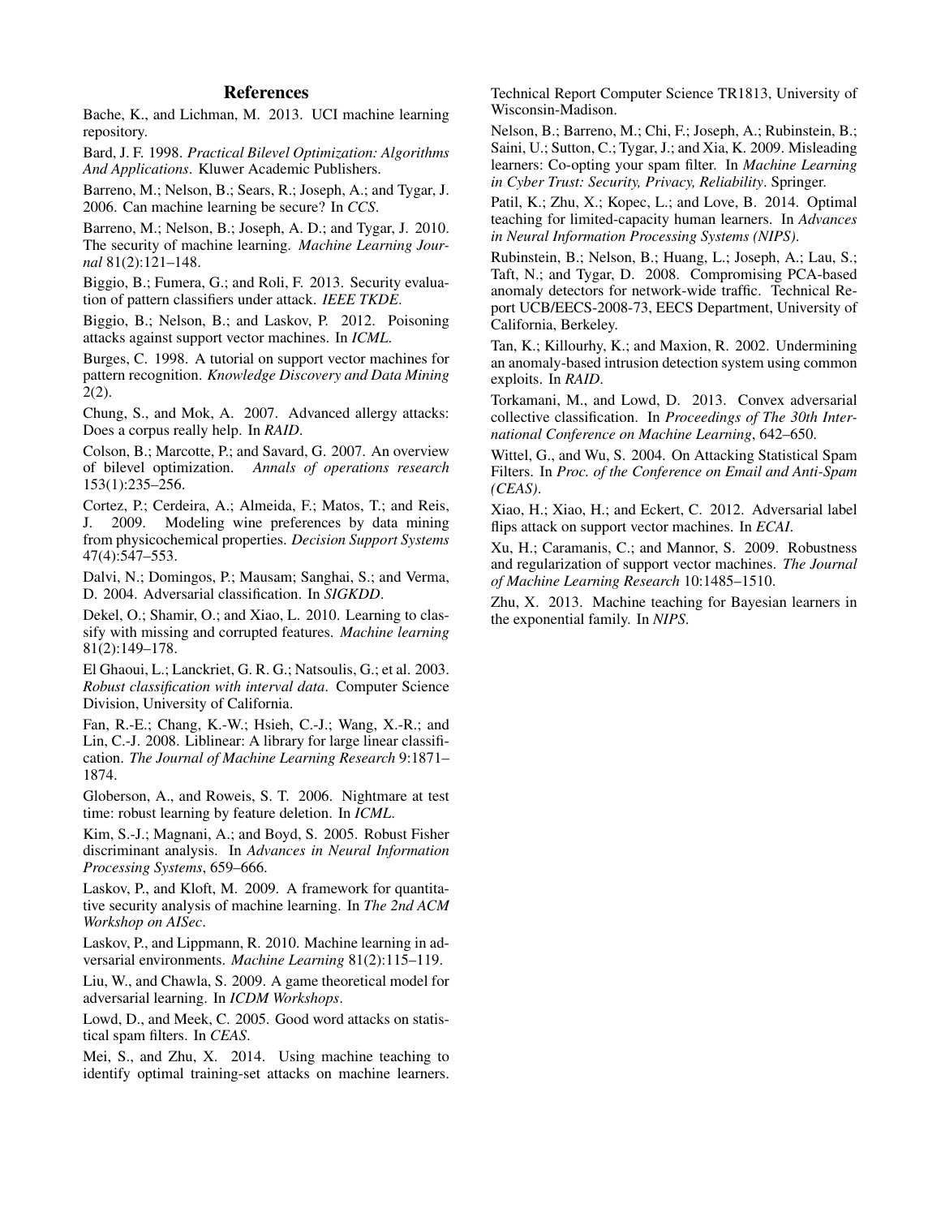## References

Bache, K., and Lichman, M. 2013. UCI machine learning repository.

Bard, J. F. 1998. *Practical Bilevel Optimization: Algorithms And Applications*. Kluwer Academic Publishers.

Barreno, M.; Nelson, B.; Sears, R.; Joseph, A.; and Tygar, J. 2006. Can machine learning be secure? In *CCS*.

Barreno, M.; Nelson, B.; Joseph, A. D.; and Tygar, J. 2010. The security of machine learning. *Machine Learning Journal* 81(2):121–148.

Biggio, B.; Fumera, G.; and Roli, F. 2013. Security evaluation of pattern classifiers under attack. *IEEE TKDE*.

Biggio, B.; Nelson, B.; and Laskov, P. 2012. Poisoning attacks against support vector machines. In *ICML*.

Burges, C. 1998. A tutorial on support vector machines for pattern recognition. *Knowledge Discovery and Data Mining* 2(2).

Chung, S., and Mok, A. 2007. Advanced allergy attacks: Does a corpus really help. In *RAID*.

Colson, B.; Marcotte, P.; and Savard, G. 2007. An overview of bilevel optimization. *Annals of operations research* 153(1):235–256.

Cortez, P.; Cerdeira, A.; Almeida, F.; Matos, T.; and Reis, J. 2009. Modeling wine preferences by data mining from physicochemical properties. *Decision Support Systems* 47(4):547–553.

Dalvi, N.; Domingos, P.; Mausam; Sanghai, S.; and Verma, D. 2004. Adversarial classification. In *SIGKDD*.

Dekel, O.; Shamir, O.; and Xiao, L. 2010. Learning to classify with missing and corrupted features. *Machine learning* 81(2):149–178.

El Ghaoui, L.; Lanckriet, G. R. G.; Natsoulis, G.; et al. 2003. *Robust classification with interval data*. Computer Science Division, University of California.

Fan, R.-E.; Chang, K.-W.; Hsieh, C.-J.; Wang, X.-R.; and Lin, C.-J. 2008. Liblinear: A library for large linear classification. *The Journal of Machine Learning Research* 9:1871–1874.

Globerson, A., and Roweis, S. T. 2006. Nightmare at test time: robust learning by feature deletion. In *ICML*.

Kim, S.-J.; Magnani, A.; and Boyd, S. 2005. Robust Fisher discriminant analysis. In *Advances in Neural Information Processing Systems*, 659–666.

Laskov, P., and Kloft, M. 2009. A framework for quantitative security analysis of machine learning. In *The 2nd ACM Workshop on AISec*.

Laskov, P., and Lippmann, R. 2010. Machine learning in adversarial environments. *Machine Learning* 81(2):115–119.

Liu, W., and Chawla, S. 2009. A game theoretical model for adversarial learning. In *ICDM Workshops*.

Lowd, D., and Meek, C. 2005. Good word attacks on statistical spam filters. In *CEAS*.

Mei, S., and Zhu, X. 2014. Using machine teaching to identify optimal training-set attacks on machine learners. Technical Report Computer Science TR1813, University of Wisconsin-Madison.

Nelson, B.; Barreno, M.; Chi, F.; Joseph, A.; Rubinstein, B.; Saini, U.; Sutton, C.; Tygar, J.; and Xia, K. 2009. Misleading learners: Co-opting your spam filter. In *Machine Learning in Cyber Trust: Security, Privacy, Reliability*. Springer.

Patil, K.; Zhu, X.; Kopec, L.; and Love, B. 2014. Optimal teaching for limited-capacity human learners. In *Advances in Neural Information Processing Systems (NIPS)*.

Rubinstein, B.; Nelson, B.; Huang, L.; Joseph, A.; Lau, S.; Taft, N.; and Tygar, D. 2008. Compromising PCA-based anomaly detectors for network-wide traffic. Technical Report UCB/EECS-2008-73, EECS Department, University of California, Berkeley.

Tan, K.; Killourhy, K.; and Maxion, R. 2002. Undermining an anomaly-based intrusion detection system using common exploits. In *RAID*.

Torkamani, M., and Lowd, D. 2013. Convex adversarial collective classification. In *Proceedings of The 30th International Conference on Machine Learning*, 642–650.

Wittel, G., and Wu, S. 2004. On Attacking Statistical Spam Filters. In *Proc. of the Conference on Email and Anti-Spam (CEAS)*.

Xiao, H.; Xiao, H.; and Eckert, C. 2012. Adversarial label flips attack on support vector machines. In *ECAI*.

Xu, H.; Caramanis, C.; and Mannor, S. 2009. Robustness and regularization of support vector machines. *The Journal of Machine Learning Research* 10:1485–1510.

Zhu, X. 2013. Machine teaching for Bayesian learners in the exponential family. In *NIPS*.